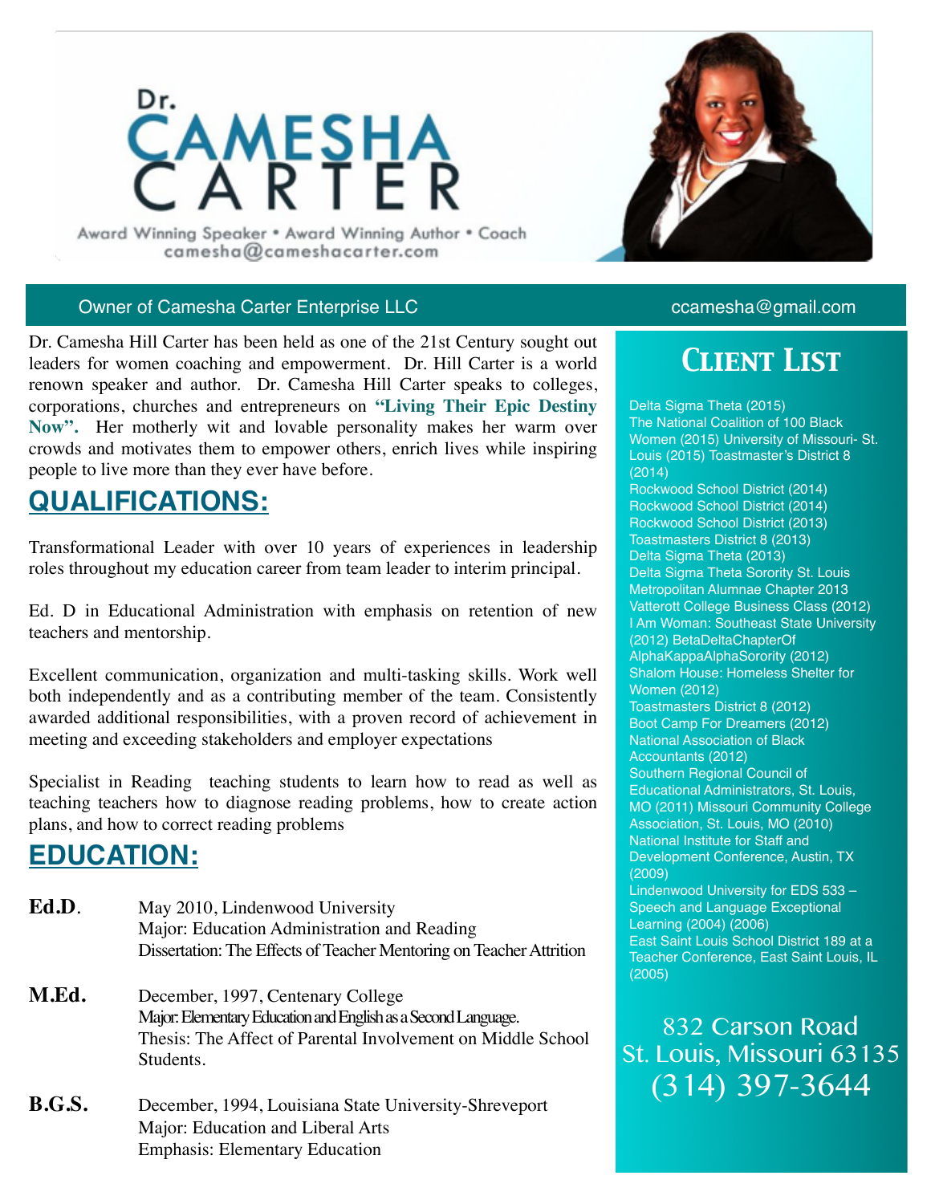# Dr. CAMESHA CARTER

Award Winning Speaker • Award Winning Author • Coach
camesha@cameshacarter.com

Owner of Camesha Carter Enterprise LLC — ccamesha@gmail.com

Dr. Camesha Hill Carter has been held as one of the 21st Century sought out leaders for women coaching and empowerment. Dr. Hill Carter is a world renown speaker and author. Dr. Camesha Hill Carter speaks to colleges, corporations, churches and entrepreneurs on **"Living Their Epic Destiny Now".** Her motherly wit and lovable personality makes her warm over crowds and motivates them to empower others, enrich lives while inspiring people to live more than they ever have before.

## QUALIFICATIONS:

Transformational Leader with over 10 years of experiences in leadership roles throughout my education career from team leader to interim principal.

Ed. D in Educational Administration with emphasis on retention of new teachers and mentorship.

Excellent communication, organization and multi-tasking skills. Work well both independently and as a contributing member of the team. Consistently awarded additional responsibilities, with a proven record of achievement in meeting and exceeding stakeholders and employer expectations

Specialist in Reading teaching students to learn how to read as well as teaching teachers how to diagnose reading problems, how to create action plans, and how to correct reading problems

## EDUCATION:

**Ed.D.** May 2010, Lindenwood University
Major: Education Administration and Reading
Dissertation: The Effects of Teacher Mentoring on Teacher Attrition

**M.Ed.** December, 1997, Centenary College
Major: Elementary Education and English as a Second Language.
Thesis: The Affect of Parental Involvement on Middle School Students.

**B.G.S.** December, 1994, Louisiana State University-Shreveport
Major: Education and Liberal Arts
Emphasis: Elementary Education

## Client List

Delta Sigma Theta (2015)
The National Coalition of 100 Black Women (2015) University of Missouri- St. Louis (2015) Toastmaster's District 8 (2014)
Rockwood School District (2014)
Rockwood School District (2014)
Rockwood School District (2013)
Toastmasters District 8 (2013)
Delta Sigma Theta (2013)
Delta Sigma Theta Sorority St. Louis Metropolitan Alumnae Chapter 2013
Vatterott College Business Class (2012)
I Am Woman: Southeast State University (2012) BetaDeltaChapterOf AlphaKappaAlphaSorority (2012)
Shalom House: Homeless Shelter for Women (2012)
Toastmasters District 8 (2012)
Boot Camp For Dreamers (2012)
National Association of Black Accountants (2012)
Southern Regional Council of Educational Administrators, St. Louis, MO (2011) Missouri Community College Association, St. Louis, MO (2010)
National Institute for Staff and Development Conference, Austin, TX (2009)
Lindenwood University for EDS 533 – Speech and Language Exceptional Learning (2004) (2006)
East Saint Louis School District 189 at a Teacher Conference, East Saint Louis, IL (2005)

832 Carson Road
St. Louis, Missouri 63135
(314) 397-3644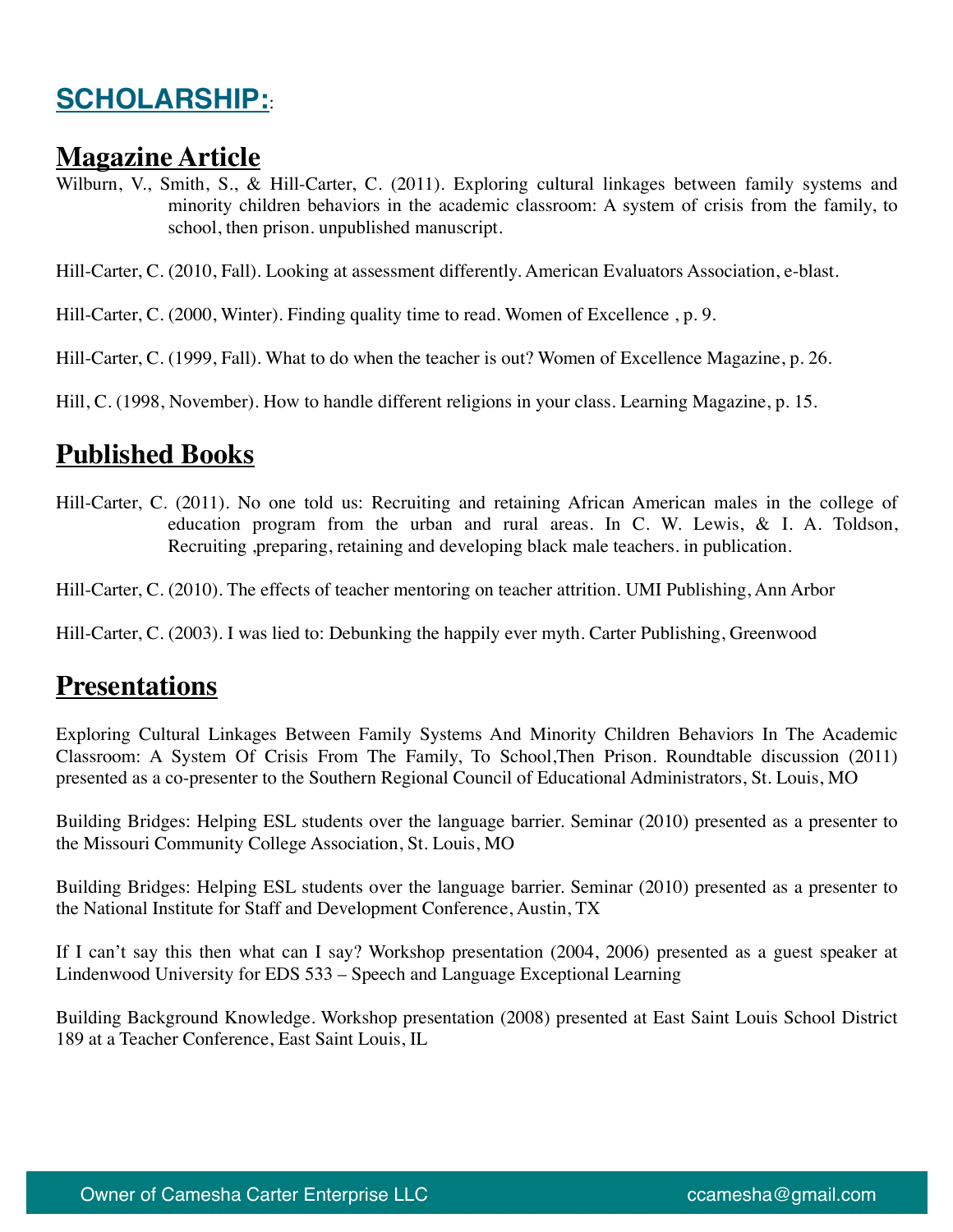## SCHOLARSHIP::

### Magazine Article

Wilburn, V., Smith, S., & Hill-Carter, C. (2011). Exploring cultural linkages between family systems and minority children behaviors in the academic classroom: A system of crisis from the family, to school, then prison. unpublished manuscript.

Hill-Carter, C. (2010, Fall). Looking at assessment differently. American Evaluators Association, e-blast.

Hill-Carter, C. (2000, Winter). Finding quality time to read. Women of Excellence , p. 9.

Hill-Carter, C. (1999, Fall). What to do when the teacher is out? Women of Excellence Magazine, p. 26.

Hill, C. (1998, November). How to handle different religions in your class. Learning Magazine, p. 15.

### Published Books

Hill-Carter, C. (2011). No one told us: Recruiting and retaining African American males in the college of education program from the urban and rural areas. In C. W. Lewis, & I. A. Toldson, Recruiting ,preparing, retaining and developing black male teachers. in publication.

Hill-Carter, C. (2010). The effects of teacher mentoring on teacher attrition. UMI Publishing, Ann Arbor

Hill-Carter, C. (2003). I was lied to: Debunking the happily ever myth. Carter Publishing, Greenwood

### Presentations

Exploring Cultural Linkages Between Family Systems And Minority Children Behaviors In The Academic Classroom: A System Of Crisis From The Family, To School,Then Prison. Roundtable discussion (2011) presented as a co-presenter to the Southern Regional Council of Educational Administrators, St. Louis, MO

Building Bridges: Helping ESL students over the language barrier. Seminar (2010) presented as a presenter to the Missouri Community College Association, St. Louis, MO

Building Bridges: Helping ESL students over the language barrier. Seminar (2010) presented as a presenter to the National Institute for Staff and Development Conference, Austin, TX

If I can't say this then what can I say? Workshop presentation (2004, 2006) presented as a guest speaker at Lindenwood University for EDS 533 – Speech and Language Exceptional Learning

Building Background Knowledge. Workshop presentation (2008) presented at East Saint Louis School District 189 at a Teacher Conference, East Saint Louis, IL

Owner of Camesha Carter Enterprise LLC ccamesha@gmail.com